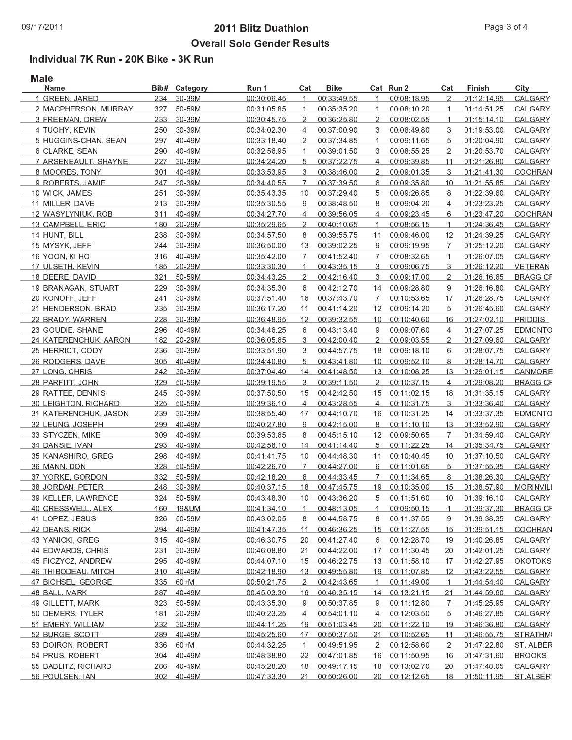# 2011 Blitz Duathlon

## Overall Solo Gender Results

### Individual 7K Run - 20K Bike - 3K Run

**Male**

| Name | Bib# | Category | Run 1 | Cat | Bike | Cat | Run 2 | Cat | Finish | City |
|---|---|---|---|---|---|---|---|---|---|---|
| 1 GREEN, JARED | 234 | 30-39M | 00:30:06.45 | 1 | 00:33:49.55 | 1 | 00:08:18.95 | 2 | 01:12:14.95 | CALGARY |
| 2 MACPHERSON, MURRAY | 327 | 50-59M | 00:31:05.85 | 1 | 00:35:35.20 | 1 | 00:08:10.20 | 1 | 01:14:51.25 | CALGARY |
| 3 FREEMAN, DREW | 233 | 30-39M | 00:30:45.75 | 2 | 00:36:25.80 | 2 | 00:08:02.55 | 1 | 01:15:14.10 | CALGARY |
| 4 TUOHY, KEVIN | 250 | 30-39M | 00:34:02.30 | 4 | 00:37:00.90 | 3 | 00:08:49.80 | 3 | 01:19:53.00 | CALGARY |
| 5 HUGGINS-CHAN, SEAN | 297 | 40-49M | 00:33:18.40 | 2 | 00:37:34.85 | 1 | 00:09:11.65 | 5 | 01:20:04.90 | CALGARY |
| 6 CLARKE, SEAN | 290 | 40-49M | 00:32:56.95 | 1 | 00:39:01.50 | 3 | 00:08:55.25 | 2 | 01:20:53.70 | CALGARY |
| 7 ARSENEAULT, SHAYNE | 227 | 30-39M | 00:34:24.20 | 5 | 00:37:22.75 | 4 | 00:09:39.85 | 11 | 01:21:26.80 | CALGARY |
| 8 MOORES, TONY | 301 | 40-49M | 00:33:53.95 | 3 | 00:38:46.00 | 2 | 00:09:01.35 | 3 | 01:21:41.30 | COCHRAN |
| 9 ROBERTS, JAMIE | 247 | 30-39M | 00:34:40.55 | 7 | 00:37:39.50 | 6 | 00:09:35.80 | 10 | 01:21:55.85 | CALGARY |
| 10 WICK, JAMES | 251 | 30-39M | 00:35:43.35 | 10 | 00:37:29.40 | 5 | 00:09:26.85 | 8 | 01:22:39.60 | CALGARY |
| 11 MILLER, DAVE | 213 | 30-39M | 00:35:30.55 | 9 | 00:38:48.50 | 8 | 00:09:04.20 | 4 | 01:23:23.25 | CALGARY |
| 12 WASYLYNIUK, ROB | 311 | 40-49M | 00:34:27.70 | 4 | 00:39:56.05 | 4 | 00:09:23.45 | 6 | 01:23:47.20 | COCHRAN |
| 13 CAMPBELL, ERIC | 180 | 20-29M | 00:35:29.65 | 2 | 00:40:10.65 | 1 | 00:08:56.15 | 1 | 01:24:36.45 | CALGARY |
| 14 HUNT, BILL | 238 | 30-39M | 00:34:57.50 | 8 | 00:39:55.75 | 11 | 00:09:46.00 | 12 | 01:24:39.25 | CALGARY |
| 15 MYSYK, JEFF | 244 | 30-39M | 00:36:50.00 | 13 | 00:39:02.25 | 9 | 00:09:19.95 | 7 | 01:25:12.20 | CALGARY |
| 16 YOON, KI HO | 316 | 40-49M | 00:35:42.00 | 7 | 00:41:52.40 | 7 | 00:08:32.65 | 1 | 01:26:07.05 | CALGARY |
| 17 ULSETH, KEVIN | 185 | 20-29M | 00:33:30.30 | 1 | 00:43:35.15 | 3 | 00:09:06.75 | 3 | 01:26:12.20 | VETERAN |
| 18 DEERE, DAVID | 321 | 50-59M | 00:34:43.25 | 2 | 00:42:16.40 | 3 | 00:09:17.00 | 2 | 01:26:16.65 | BRAGG CF |
| 19 BRANAGAN, STUART | 229 | 30-39M | 00:34:35.30 | 6 | 00:42:12.70 | 14 | 00:09:28.80 | 9 | 01:26:16.80 | CALGARY |
| 20 KONOFF, JEFF | 241 | 30-39M | 00:37:51.40 | 16 | 00:37:43.70 | 7 | 00:10:53.65 | 17 | 01:26:28.75 | CALGARY |
| 21 HENDERSON, BRAD | 235 | 30-39M | 00:36:17.20 | 11 | 00:41:14.20 | 12 | 00:09:14.20 | 5 | 01:26:45.60 | CALGARY |
| 22 BRADY, WARREN | 228 | 30-39M | 00:36:48.95 | 12 | 00:39:32.55 | 10 | 00:10:40.60 | 16 | 01:27:02.10 | PRIDDIS |
| 23 GOUDIE, SHANE | 296 | 40-49M | 00:34:46.25 | 6 | 00:43:13.40 | 9 | 00:09:07.60 | 4 | 01:27:07.25 | EDMONTO |
| 24 KATERENCHUK, AARON | 182 | 20-29M | 00:36:05.65 | 3 | 00:42:00.40 | 2 | 00:09:03.55 | 2 | 01:27:09.60 | CALGARY |
| 25 HERRIOT, CODY | 236 | 30-39M | 00:33:51.90 | 3 | 00:44:57.75 | 18 | 00:09:18.10 | 6 | 01:28:07.75 | CALGARY |
| 26 RODGERS, DAVE | 305 | 40-49M | 00:34:40.80 | 5 | 00:43:41.80 | 10 | 00:09:52.10 | 8 | 01:28:14.70 | CALGARY |
| 27 LONG, CHRIS | 242 | 30-39M | 00:37:04.40 | 14 | 00:41:48.50 | 13 | 00:10:08.25 | 13 | 01:29:01.15 | CANMORE |
| 28 PARFITT, JOHN | 329 | 50-59M | 00:39:19.55 | 3 | 00:39:11.50 | 2 | 00:10:37.15 | 4 | 01:29:08.20 | BRAGG CF |
| 29 RATTEE, DENNIS | 245 | 30-39M | 00:37:50.50 | 15 | 00:42:42.50 | 15 | 00:11:02.15 | 18 | 01:31:35.15 | CALGARY |
| 30 LEIGHTON, RICHARD | 325 | 50-59M | 00:39:36.10 | 4 | 00:43:28.55 | 4 | 00:10:31.75 | 3 | 01:33:36.40 | CALGARY |
| 31 KATERENCHUK, JASON | 239 | 30-39M | 00:38:55.40 | 17 | 00:44:10.70 | 16 | 00:10:31.25 | 14 | 01:33:37.35 | EDMONTO |
| 32 LEUNG, JOSEPH | 299 | 40-49M | 00:40:27.80 | 9 | 00:42:15.00 | 8 | 00:11:10.10 | 13 | 01:33:52.90 | CALGARY |
| 33 STYCZEN, MIKE | 309 | 40-49M | 00:39:53.65 | 8 | 00:45:15.10 | 12 | 00:09:50.65 | 7 | 01:34:59.40 | CALGARY |
| 34 DANSIE, IVAN | 293 | 40-49M | 00:42:58.10 | 14 | 00:41:14.40 | 5 | 00:11:22.25 | 14 | 01:35:34.75 | CALGARY |
| 35 KANASHIRO, GREG | 298 | 40-49M | 00:41:41.75 | 10 | 00:44:48.30 | 11 | 00:10:40.45 | 10 | 01:37:10.50 | CALGARY |
| 36 MANN, DON | 328 | 50-59M | 00:42:26.70 | 7 | 00:44:27.00 | 6 | 00:11:01.65 | 5 | 01:37:55.35 | CALGARY |
| 37 YORKE, GORDON | 332 | 50-59M | 00:42:18.20 | 6 | 00:44:33.45 | 7 | 00:11:34.65 | 8 | 01:38:26.30 | CALGARY |
| 38 JORDAN, PETER | 248 | 30-39M | 00:40:37.15 | 18 | 00:47:45.75 | 19 | 00:10:35.00 | 15 | 01:38:57.90 | MORINVILL |
| 39 KELLER, LAWRENCE | 324 | 50-59M | 00:43:48.30 | 10 | 00:43:36.20 | 5 | 00:11:51.60 | 10 | 01:39:16.10 | CALGARY |
| 40 CRESSWELL, ALEX | 160 | 19&UM | 00:41:34.10 | 1 | 00:48:13.05 | 1 | 00:09:50.15 | 1 | 01:39:37.30 | BRAGG CF |
| 41 LOPEZ, JESUS | 326 | 50-59M | 00:43:02.05 | 8 | 00:44:58.75 | 8 | 00:11:37.55 | 9 | 01:39:38.35 | CALGARY |
| 42 DEANS, RICK | 294 | 40-49M | 00:41:47.35 | 11 | 00:46:36.25 | 15 | 00:11:27.55 | 15 | 01:39:51.15 | COCHRAN |
| 43 YANICKI, GREG | 315 | 40-49M | 00:46:30.75 | 20 | 00:41:27.40 | 6 | 00:12:28.70 | 19 | 01:40:26.85 | CALGARY |
| 44 EDWARDS, CHRIS | 231 | 30-39M | 00:46:08.80 | 21 | 00:44:22.00 | 17 | 00:11:30.45 | 20 | 01:42:01.25 | CALGARY |
| 45 FICZYCZ, ANDREW | 295 | 40-49M | 00:44:07.10 | 15 | 00:46:22.75 | 13 | 00:11:58.10 | 17 | 01:42:27.95 | OKOTOKS |
| 46 THIBODEAU, MITCH | 310 | 40-49M | 00:42:18.90 | 13 | 00:49:55.80 | 19 | 00:11:07.85 | 12 | 01:43:22.55 | CALGARY |
| 47 BICHSEL, GEORGE | 335 | 60+M | 00:50:21.75 | 2 | 00:42:43.65 | 1 | 00:11:49.00 | 1 | 01:44:54.40 | CALGARY |
| 48 BALL, MARK | 287 | 40-49M | 00:45:03.30 | 16 | 00:46:35.15 | 14 | 00:13:21.15 | 21 | 01:44:59.60 | CALGARY |
| 49 GILLETT, MARK | 323 | 50-59M | 00:43:35.30 | 9 | 00:50:37.85 | 9 | 00:11:12.80 | 7 | 01:45:25.95 | CALGARY |
| 50 DEMERS, TYLER | 181 | 20-29M | 00:40:23.25 | 4 | 00:54:01.10 | 4 | 00:12:03.50 | 5 | 01:46:27.85 | CALGARY |
| 51 EMERY, WILLIAM | 232 | 30-39M | 00:44:11.25 | 19 | 00:51:03.45 | 20 | 00:11:22.10 | 19 | 01:46:36.80 | CALGARY |
| 52 BURGE, SCOTT | 289 | 40-49M | 00:45:25.60 | 17 | 00:50:37.50 | 21 | 00:10:52.65 | 11 | 01:46:55.75 | STRATHM( |
| 53 DOIRON, ROBERT | 336 | 60+M | 00:44:32.25 | 1 | 00:49:51.95 | 2 | 00:12:58.60 | 2 | 01:47:22.80 | ST. ALBER |
| 54 PRUS, ROBERT | 304 | 40-49M | 00:48:38.80 | 22 | 00:47:01.85 | 16 | 00:11:50.95 | 16 | 01:47:31.60 | BROOKS |
| 55 BABLITZ, RICHARD | 286 | 40-49M | 00:45:28.20 | 18 | 00:49:17.15 | 18 | 00:13:02.70 | 20 | 01:47:48.05 | CALGARY |
| 56 POULSEN, IAN | 302 | 40-49M | 00:47:33.30 | 21 | 00:50:26.00 | 20 | 00:12:12.65 | 18 | 01:50:11.95 | ST.ALBER' |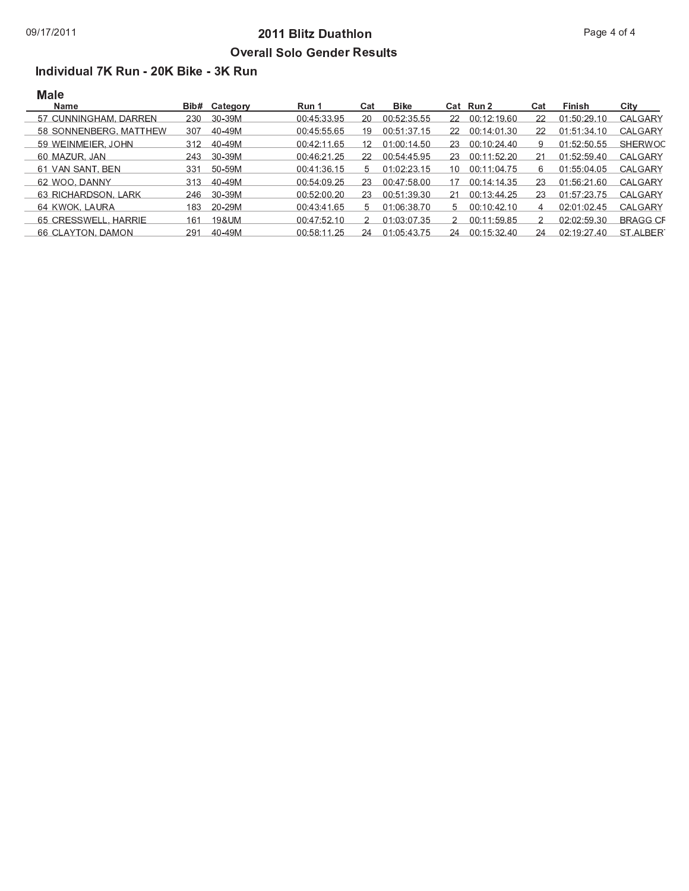# 2011 Blitz Duathlon

## Overall Solo Gender Results

### Individual 7K Run - 20K Bike - 3K Run

**Male**

| Name | Bib# | Category | Run 1 | Cat | Bike | Cat | Run 2 | Cat | Finish | City |
|---|---|---|---|---|---|---|---|---|---|---|
| 57 CUNNINGHAM, DARREN | 230 | 30-39M | 00:45:33.95 | 20 | 00:52:35.55 | 22 | 00:12:19.60 | 22 | 01:50:29.10 | CALGARY |
| 58 SONNENBERG, MATTHEW | 307 | 40-49M | 00:45:55.65 | 19 | 00:51:37.15 | 22 | 00:14:01.30 | 22 | 01:51:34.10 | CALGARY |
| 59 WEINMEIER, JOHN | 312 | 40-49M | 00:42:11.65 | 12 | 01:00:14.50 | 23 | 00:10:24.40 | 9 | 01:52:50.55 | SHERWOC |
| 60 MAZUR, JAN | 243 | 30-39M | 00:46:21.25 | 22 | 00:54:45.95 | 23 | 00:11:52.20 | 21 | 01:52:59.40 | CALGARY |
| 61 VAN SANT, BEN | 331 | 50-59M | 00:41:36.15 | 5 | 01:02:23.15 | 10 | 00:11:04.75 | 6 | 01:55:04.05 | CALGARY |
| 62 WOO, DANNY | 313 | 40-49M | 00:54:09.25 | 23 | 00:47:58.00 | 17 | 00:14:14.35 | 23 | 01:56:21.60 | CALGARY |
| 63 RICHARDSON, LARK | 246 | 30-39M | 00:52:00.20 | 23 | 00:51:39.30 | 21 | 00:13:44.25 | 23 | 01:57:23.75 | CALGARY |
| 64 KWOK, LAURA | 183 | 20-29M | 00:43:41.65 | 5 | 01:06:38.70 | 5 | 00:10:42.10 | 4 | 02:01:02.45 | CALGARY |
| 65 CRESSWELL, HARRIE | 161 | 19&UM | 00:47:52.10 | 2 | 01:03:07.35 | 2 | 00:11:59.85 | 2 | 02:02:59.30 | BRAGG CF |
| 66 CLAYTON, DAMON | 291 | 40-49M | 00:58:11.25 | 24 | 01:05:43.75 | 24 | 00:15:32.40 | 24 | 02:19:27.40 | ST.ALBER |